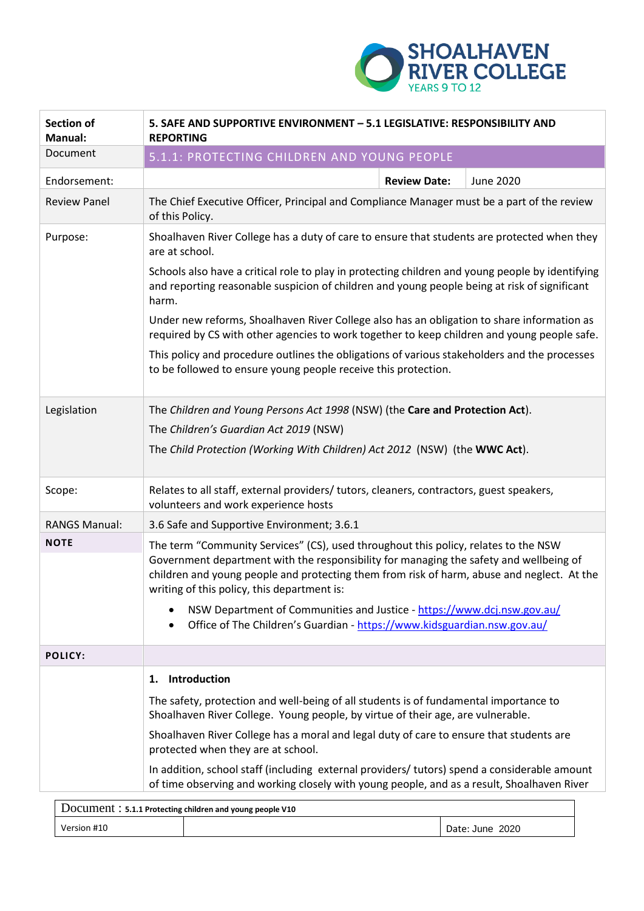SHOALHAVEN RIVER COLLEGE
YEARS 9 TO 12

| | | | |
|---|---|---|---|
| **Section of Manual:** | **5. SAFE AND SUPPORTIVE ENVIRONMENT – 5.1 LEGISLATIVE: RESPONSIBILITY AND REPORTING** | | |
| Document | 5.1.1: PROTECTING CHILDREN AND YOUNG PEOPLE | | |
| Endorsement: | | **Review Date:** | June 2020 |
| Review Panel | The Chief Executive Officer, Principal and Compliance Manager must be a part of the review of this Policy. | | |
| Purpose: | Shoalhaven River College has a duty of care to ensure that students are protected when they are at school.<br><br>Schools also have a critical role to play in protecting children and young people by identifying and reporting reasonable suspicion of children and young people being at risk of significant harm.<br><br>Under new reforms, Shoalhaven River College also has an obligation to share information as required by CS with other agencies to work together to keep children and young people safe.<br><br>This policy and procedure outlines the obligations of various stakeholders and the processes to be followed to ensure young people receive this protection. | | |
| Legislation | The *Children and Young Persons Act 1998* (NSW) (the **Care and Protection Act**).<br><br>The *Children's Guardian Act 2019* (NSW)<br><br>The *Child Protection (Working With Children) Act 2012* (NSW) (the **WWC Act**). | | |
| Scope: | Relates to all staff, external providers/ tutors, cleaners, contractors, guest speakers, volunteers and work experience hosts | | |
| RANGS Manual: | 3.6 Safe and Supportive Environment; 3.6.1 | | |
| **NOTE** | The term "Community Services" (CS), used throughout this policy, relates to the NSW Government department with the responsibility for managing the safety and wellbeing of children and young people and protecting them from risk of harm, abuse and neglect. At the writing of this policy, this department is:<br><br>• NSW Department of Communities and Justice - https://www.dcj.nsw.gov.au/<br>• Office of The Children's Guardian - https://www.kidsguardian.nsw.gov.au/ | | |
| **POLICY:** | | | |

## 1. Introduction

The safety, protection and well-being of all students is of fundamental importance to Shoalhaven River College. Young people, by virtue of their age, are vulnerable.

Shoalhaven River College has a moral and legal duty of care to ensure that students are protected when they are at school.

In addition, school staff (including external providers/ tutors) spend a considerable amount of time observing and working closely with young people, and as a result, Shoalhaven River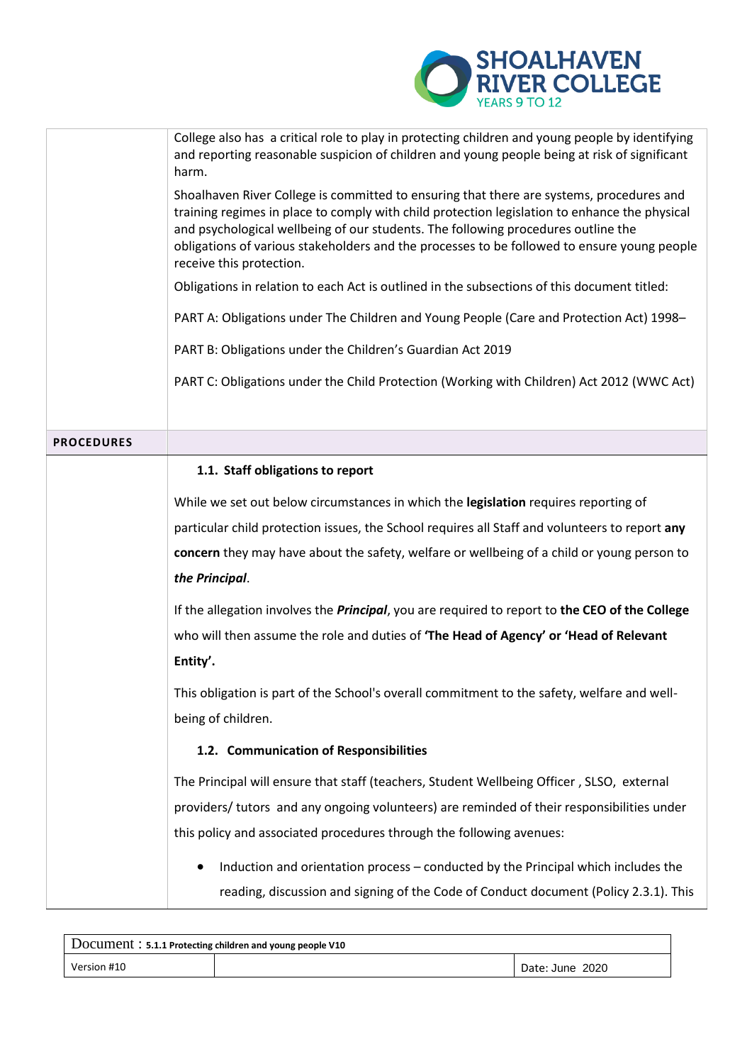College also has a critical role to play in protecting children and young people by identifying and reporting reasonable suspicion of children and young people being at risk of significant harm.

Shoalhaven River College is committed to ensuring that there are systems, procedures and training regimes in place to comply with child protection legislation to enhance the physical and psychological wellbeing of our students. The following procedures outline the obligations of various stakeholders and the processes to be followed to ensure young people receive this protection.

Obligations in relation to each Act is outlined in the subsections of this document titled:

PART A: Obligations under The Children and Young People (Care and Protection Act) 1998–

PART B: Obligations under the Children's Guardian Act 2019

PART C: Obligations under the Child Protection (Working with Children) Act 2012 (WWC Act)

## PROCEDURES

### 1.1. Staff obligations to report

While we set out below circumstances in which the **legislation** requires reporting of particular child protection issues, the School requires all Staff and volunteers to report **any concern** they may have about the safety, welfare or wellbeing of a child or young person to ***the Principal***.

If the allegation involves the ***Principal***, you are required to report to **the CEO of the College** who will then assume the role and duties of **'The Head of Agency' or 'Head of Relevant Entity'.**

This obligation is part of the School's overall commitment to the safety, welfare and well-being of children.

### 1.2. Communication of Responsibilities

The Principal will ensure that staff (teachers, Student Wellbeing Officer , SLSO, external providers/ tutors and any ongoing volunteers) are reminded of their responsibilities under this policy and associated procedures through the following avenues:

- Induction and orientation process – conducted by the Principal which includes the reading, discussion and signing of the Code of Conduct document (Policy 2.3.1). This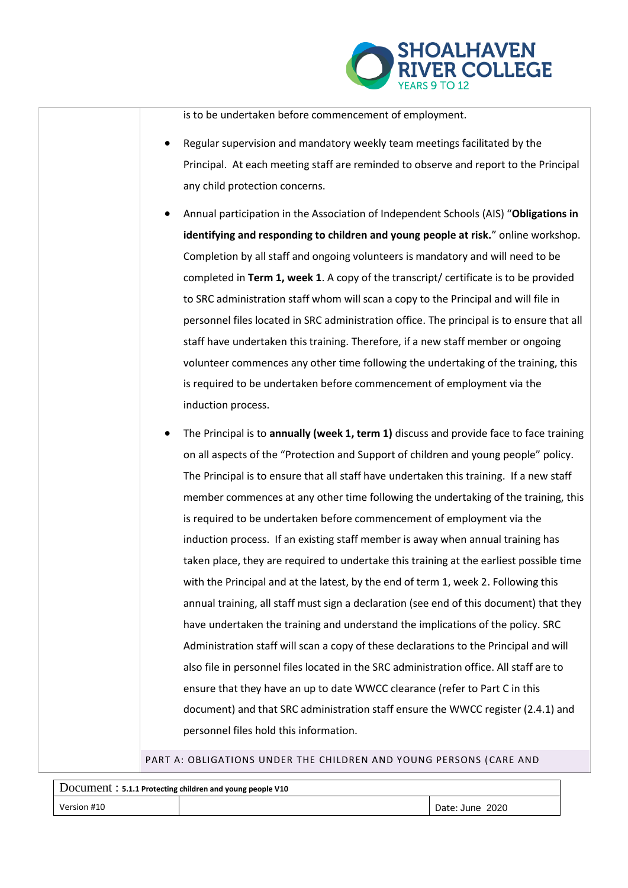is to be undertaken before commencement of employment.

- Regular supervision and mandatory weekly team meetings facilitated by the Principal. At each meeting staff are reminded to observe and report to the Principal any child protection concerns.
- Annual participation in the Association of Independent Schools (AIS) "**Obligations in identifying and responding to children and young people at risk.**" online workshop. Completion by all staff and ongoing volunteers is mandatory and will need to be completed in **Term 1, week 1**. A copy of the transcript/ certificate is to be provided to SRC administration staff whom will scan a copy to the Principal and will file in personnel files located in SRC administration office. The principal is to ensure that all staff have undertaken this training. Therefore, if a new staff member or ongoing volunteer commences any other time following the undertaking of the training, this is required to be undertaken before commencement of employment via the induction process.
- The Principal is to **annually (week 1, term 1)** discuss and provide face to face training on all aspects of the "Protection and Support of children and young people" policy. The Principal is to ensure that all staff have undertaken this training. If a new staff member commences at any other time following the undertaking of the training, this is required to be undertaken before commencement of employment via the induction process. If an existing staff member is away when annual training has taken place, they are required to undertake this training at the earliest possible time with the Principal and at the latest, by the end of term 1, week 2. Following this annual training, all staff must sign a declaration (see end of this document) that they have undertaken the training and understand the implications of the policy. SRC Administration staff will scan a copy of these declarations to the Principal and will also file in personnel files located in the SRC administration office. All staff are to ensure that they have an up to date WWCC clearance (refer to Part C in this document) and that SRC administration staff ensure the WWCC register (2.4.1) and personnel files hold this information.

PART A: OBLIGATIONS UNDER THE CHILDREN AND YOUNG PERSONS (CARE AND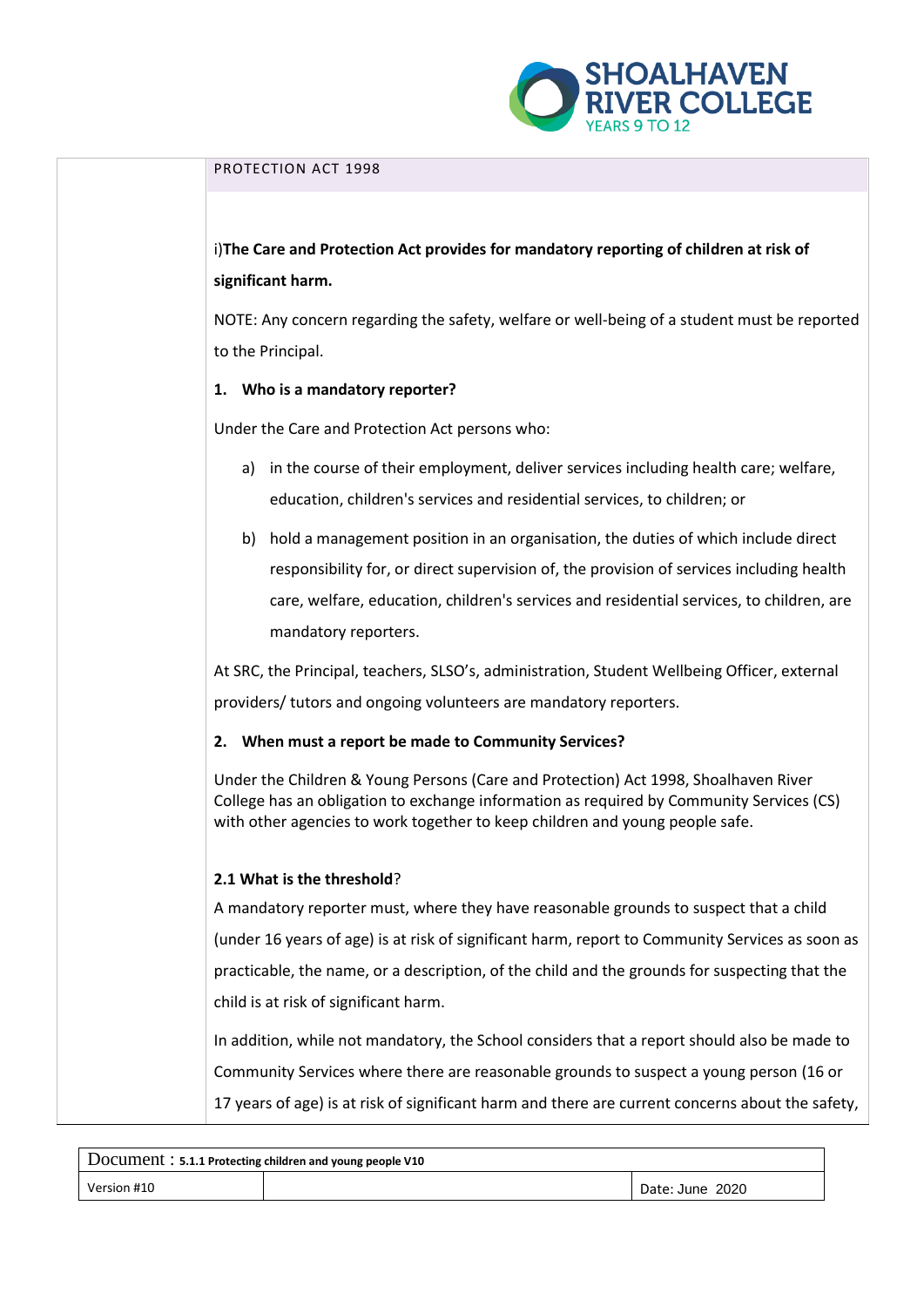PROTECTION ACT 1998

i)**The Care and Protection Act provides for mandatory reporting of children at risk of significant harm.**

NOTE: Any concern regarding the safety, welfare or well-being of a student must be reported to the Principal.

**1. Who is a mandatory reporter?**

Under the Care and Protection Act persons who:

a) in the course of their employment, deliver services including health care; welfare, education, children's services and residential services, to children; or

b) hold a management position in an organisation, the duties of which include direct responsibility for, or direct supervision of, the provision of services including health care, welfare, education, children's services and residential services, to children, are mandatory reporters.

At SRC, the Principal, teachers, SLSO's, administration, Student Wellbeing Officer, external providers/ tutors and ongoing volunteers are mandatory reporters.

**2. When must a report be made to Community Services?**

Under the Children & Young Persons (Care and Protection) Act 1998, Shoalhaven River College has an obligation to exchange information as required by Community Services (CS) with other agencies to work together to keep children and young people safe.

**2.1 What is the threshold**?

A mandatory reporter must, where they have reasonable grounds to suspect that a child (under 16 years of age) is at risk of significant harm, report to Community Services as soon as practicable, the name, or a description, of the child and the grounds for suspecting that the child is at risk of significant harm.

In addition, while not mandatory, the School considers that a report should also be made to Community Services where there are reasonable grounds to suspect a young person (16 or 17 years of age) is at risk of significant harm and there are current concerns about the safety,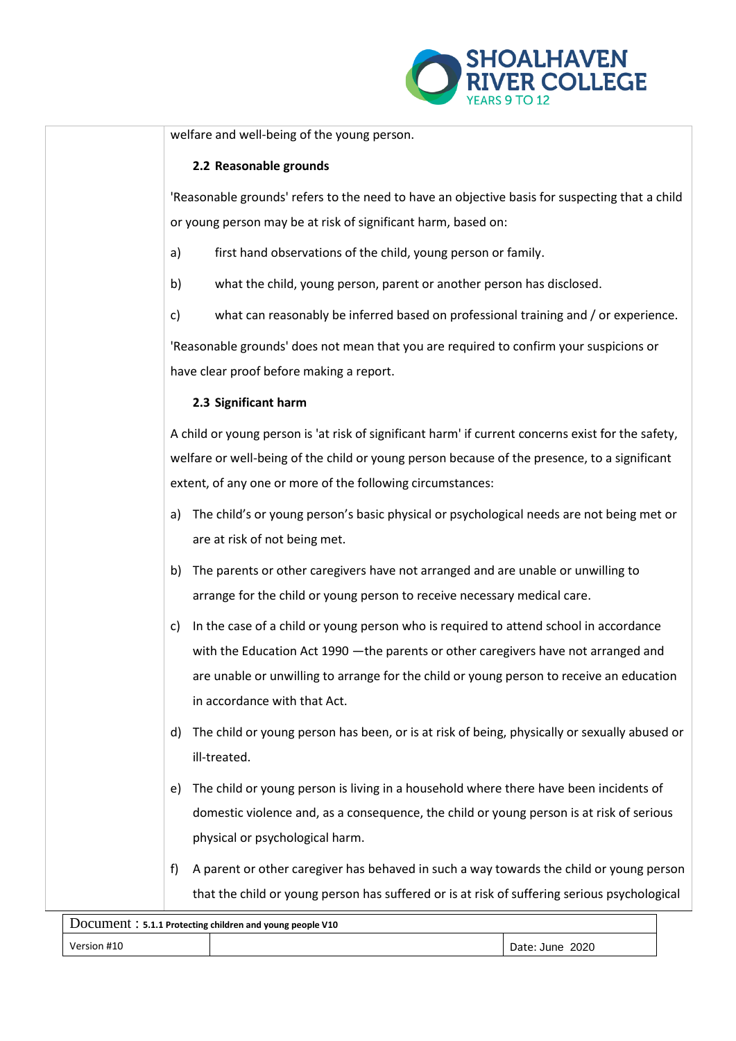welfare and well-being of the young person.

### 2.2 Reasonable grounds

'Reasonable grounds' refers to the need to have an objective basis for suspecting that a child or young person may be at risk of significant harm, based on:

a) first hand observations of the child, young person or family.

b) what the child, young person, parent or another person has disclosed.

c) what can reasonably be inferred based on professional training and / or experience.

'Reasonable grounds' does not mean that you are required to confirm your suspicions or have clear proof before making a report.

### 2.3 Significant harm

A child or young person is 'at risk of significant harm' if current concerns exist for the safety, welfare or well-being of the child or young person because of the presence, to a significant extent, of any one or more of the following circumstances:

a) The child's or young person's basic physical or psychological needs are not being met or are at risk of not being met.

b) The parents or other caregivers have not arranged and are unable or unwilling to arrange for the child or young person to receive necessary medical care.

c) In the case of a child or young person who is required to attend school in accordance with the Education Act 1990 —the parents or other caregivers have not arranged and are unable or unwilling to arrange for the child or young person to receive an education in accordance with that Act.

d) The child or young person has been, or is at risk of being, physically or sexually abused or ill-treated.

e) The child or young person is living in a household where there have been incidents of domestic violence and, as a consequence, the child or young person is at risk of serious physical or psychological harm.

f) A parent or other caregiver has behaved in such a way towards the child or young person that the child or young person has suffered or is at risk of suffering serious psychological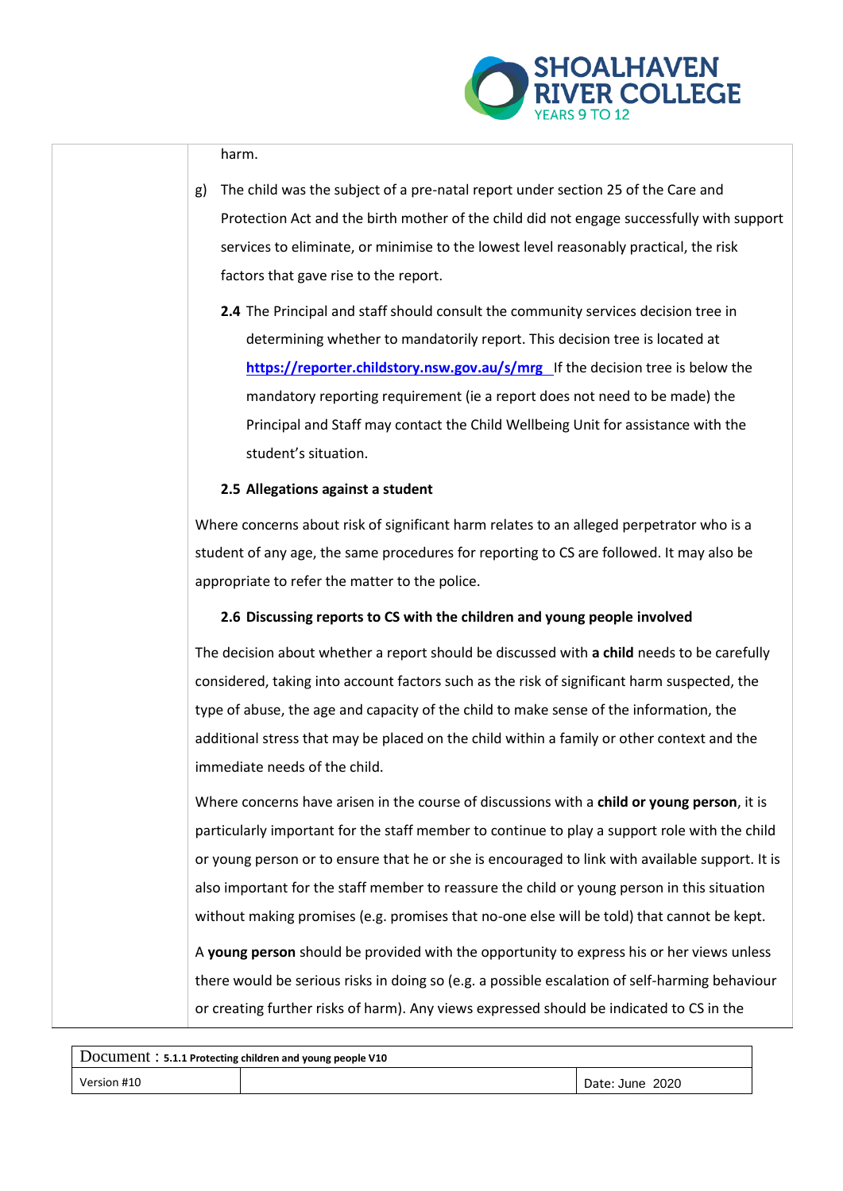harm.

g) The child was the subject of a pre-natal report under section 25 of the Care and Protection Act and the birth mother of the child did not engage successfully with support services to eliminate, or minimise to the lowest level reasonably practical, the risk factors that gave rise to the report.

**2.4** The Principal and staff should consult the community services decision tree in determining whether to mandatorily report. This decision tree is located at **https://reporter.childstory.nsw.gov.au/s/mrg** If the decision tree is below the mandatory reporting requirement (ie a report does not need to be made) the Principal and Staff may contact the Child Wellbeing Unit for assistance with the student's situation.

**2.5 Allegations against a student**

Where concerns about risk of significant harm relates to an alleged perpetrator who is a student of any age, the same procedures for reporting to CS are followed. It may also be appropriate to refer the matter to the police.

**2.6 Discussing reports to CS with the children and young people involved**

The decision about whether a report should be discussed with **a child** needs to be carefully considered, taking into account factors such as the risk of significant harm suspected, the type of abuse, the age and capacity of the child to make sense of the information, the additional stress that may be placed on the child within a family or other context and the immediate needs of the child.

Where concerns have arisen in the course of discussions with a **child or young person**, it is particularly important for the staff member to continue to play a support role with the child or young person or to ensure that he or she is encouraged to link with available support. It is also important for the staff member to reassure the child or young person in this situation without making promises (e.g. promises that no-one else will be told) that cannot be kept.

A **young person** should be provided with the opportunity to express his or her views unless there would be serious risks in doing so (e.g. a possible escalation of self-harming behaviour or creating further risks of harm). Any views expressed should be indicated to CS in the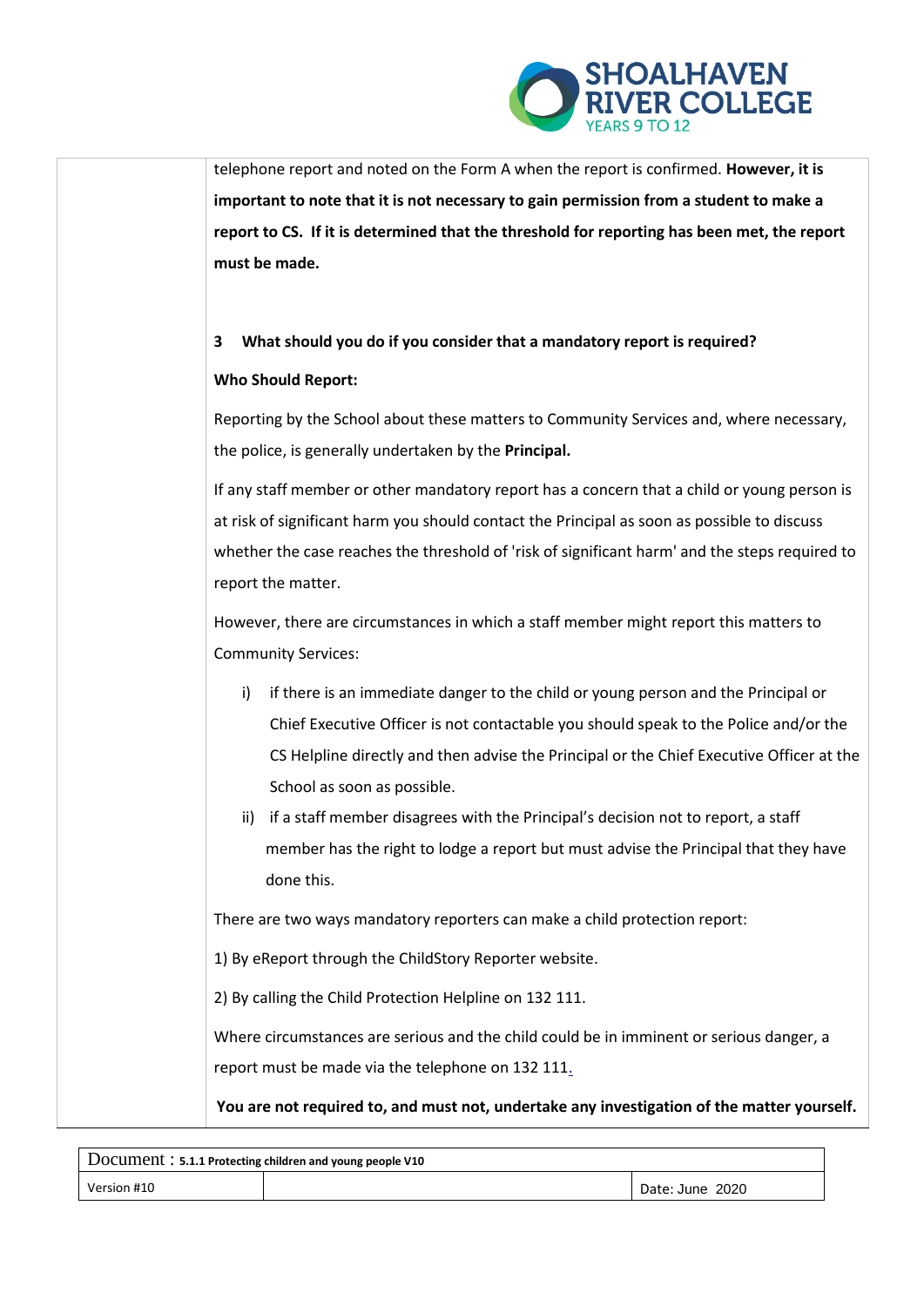telephone report and noted on the Form A when the report is confirmed. **However, it is important to note that it is not necessary to gain permission from a student to make a report to CS. If it is determined that the threshold for reporting has been met, the report must be made.**

**3 What should you do if you consider that a mandatory report is required?**

**Who Should Report:**

Reporting by the School about these matters to Community Services and, where necessary, the police, is generally undertaken by the **Principal.**

If any staff member or other mandatory report has a concern that a child or young person is at risk of significant harm you should contact the Principal as soon as possible to discuss whether the case reaches the threshold of 'risk of significant harm' and the steps required to report the matter.

However, there are circumstances in which a staff member might report this matters to Community Services:

i) if there is an immediate danger to the child or young person and the Principal or Chief Executive Officer is not contactable you should speak to the Police and/or the CS Helpline directly and then advise the Principal or the Chief Executive Officer at the School as soon as possible.

ii) if a staff member disagrees with the Principal's decision not to report, a staff member has the right to lodge a report but must advise the Principal that they have done this.

There are two ways mandatory reporters can make a child protection report:

1) By eReport through the ChildStory Reporter website.

2) By calling the Child Protection Helpline on 132 111.

Where circumstances are serious and the child could be in imminent or serious danger, a report must be made via the telephone on 132 111.

**You are not required to, and must not, undertake any investigation of the matter yourself.**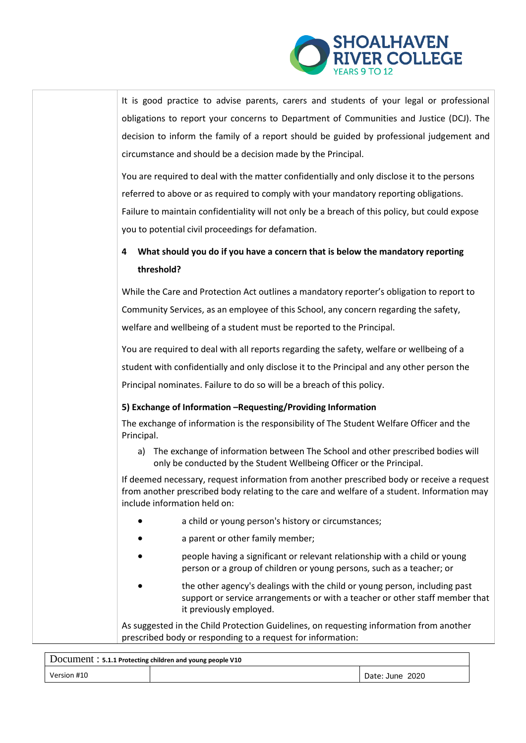It is good practice to advise parents, carers and students of your legal or professional obligations to report your concerns to Department of Communities and Justice (DCJ). The decision to inform the family of a report should be guided by professional judgement and circumstance and should be a decision made by the Principal.

You are required to deal with the matter confidentially and only disclose it to the persons referred to above or as required to comply with your mandatory reporting obligations. Failure to maintain confidentiality will not only be a breach of this policy, but could expose you to potential civil proceedings for defamation.

**4 What should you do if you have a concern that is below the mandatory reporting threshold?**

While the Care and Protection Act outlines a mandatory reporter's obligation to report to Community Services, as an employee of this School, any concern regarding the safety, welfare and wellbeing of a student must be reported to the Principal.

You are required to deal with all reports regarding the safety, welfare or wellbeing of a student with confidentially and only disclose it to the Principal and any other person the Principal nominates. Failure to do so will be a breach of this policy.

**5) Exchange of Information –Requesting/Providing Information**

The exchange of information is the responsibility of The Student Welfare Officer and the Principal.

a) The exchange of information between The School and other prescribed bodies will only be conducted by the Student Wellbeing Officer or the Principal.

If deemed necessary, request information from another prescribed body or receive a request from another prescribed body relating to the care and welfare of a student. Information may include information held on:

- a child or young person's history or circumstances;
- a parent or other family member;
- people having a significant or relevant relationship with a child or young person or a group of children or young persons, such as a teacher; or
- the other agency's dealings with the child or young person, including past support or service arrangements or with a teacher or other staff member that it previously employed.

As suggested in the Child Protection Guidelines, on requesting information from another prescribed body or responding to a request for information: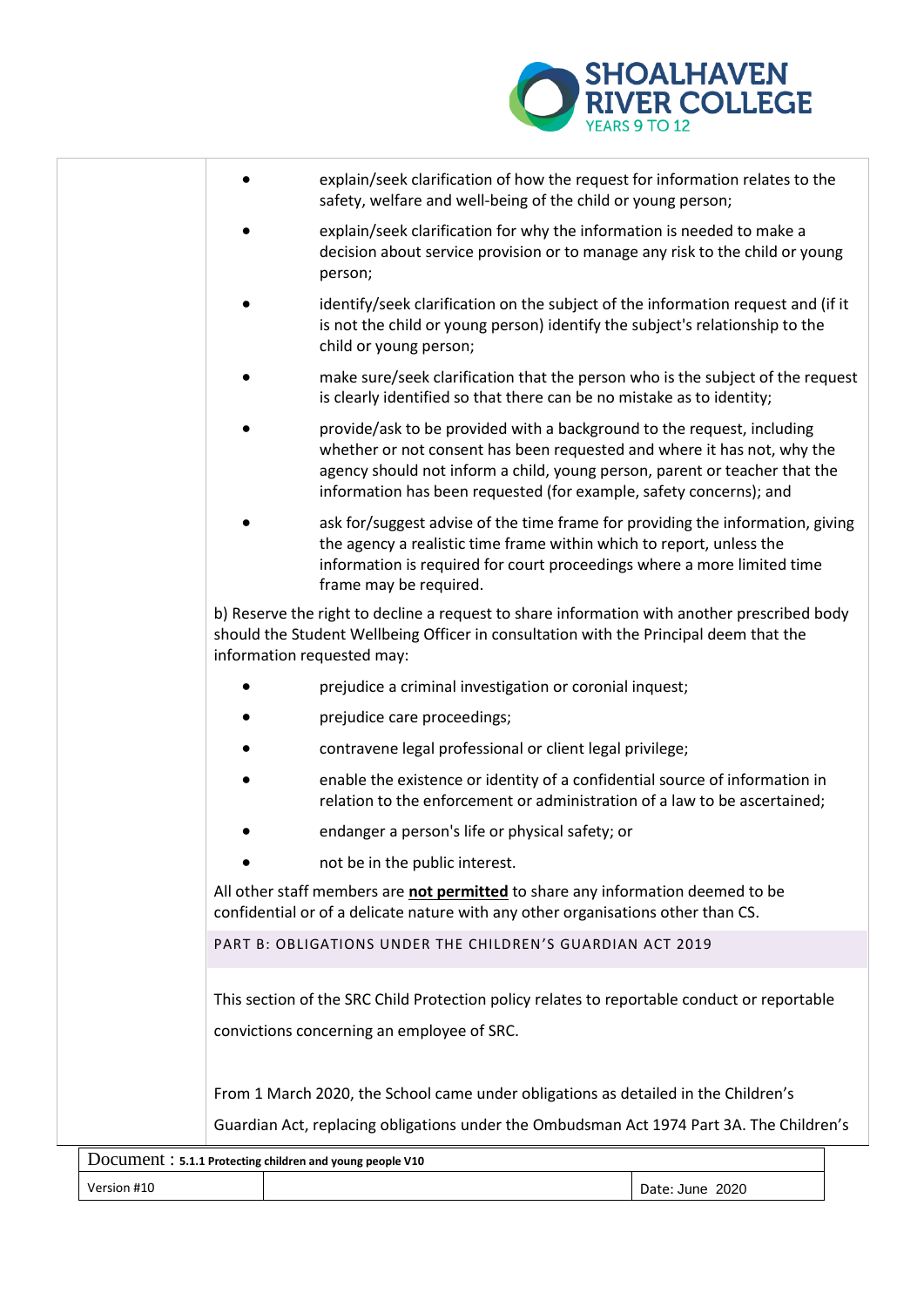- explain/seek clarification of how the request for information relates to the safety, welfare and well-being of the child or young person;
- explain/seek clarification for why the information is needed to make a decision about service provision or to manage any risk to the child or young person;
- identify/seek clarification on the subject of the information request and (if it is not the child or young person) identify the subject's relationship to the child or young person;
- make sure/seek clarification that the person who is the subject of the request is clearly identified so that there can be no mistake as to identity;
- provide/ask to be provided with a background to the request, including whether or not consent has been requested and where it has not, why the agency should not inform a child, young person, parent or teacher that the information has been requested (for example, safety concerns); and
- ask for/suggest advise of the time frame for providing the information, giving the agency a realistic time frame within which to report, unless the information is required for court proceedings where a more limited time frame may be required.

b) Reserve the right to decline a request to share information with another prescribed body should the Student Wellbeing Officer in consultation with the Principal deem that the information requested may:

- prejudice a criminal investigation or coronial inquest;
- prejudice care proceedings;
- contravene legal professional or client legal privilege;
- enable the existence or identity of a confidential source of information in relation to the enforcement or administration of a law to be ascertained;
- endanger a person's life or physical safety; or
- not be in the public interest.

All other staff members are **<u>not permitted</u>** to share any information deemed to be confidential or of a delicate nature with any other organisations other than CS.

## PART B: OBLIGATIONS UNDER THE CHILDREN'S GUARDIAN ACT 2019

This section of the SRC Child Protection policy relates to reportable conduct or reportable convictions concerning an employee of SRC.

From 1 March 2020, the School came under obligations as detailed in the Children's Guardian Act, replacing obligations under the Ombudsman Act 1974 Part 3A. The Children's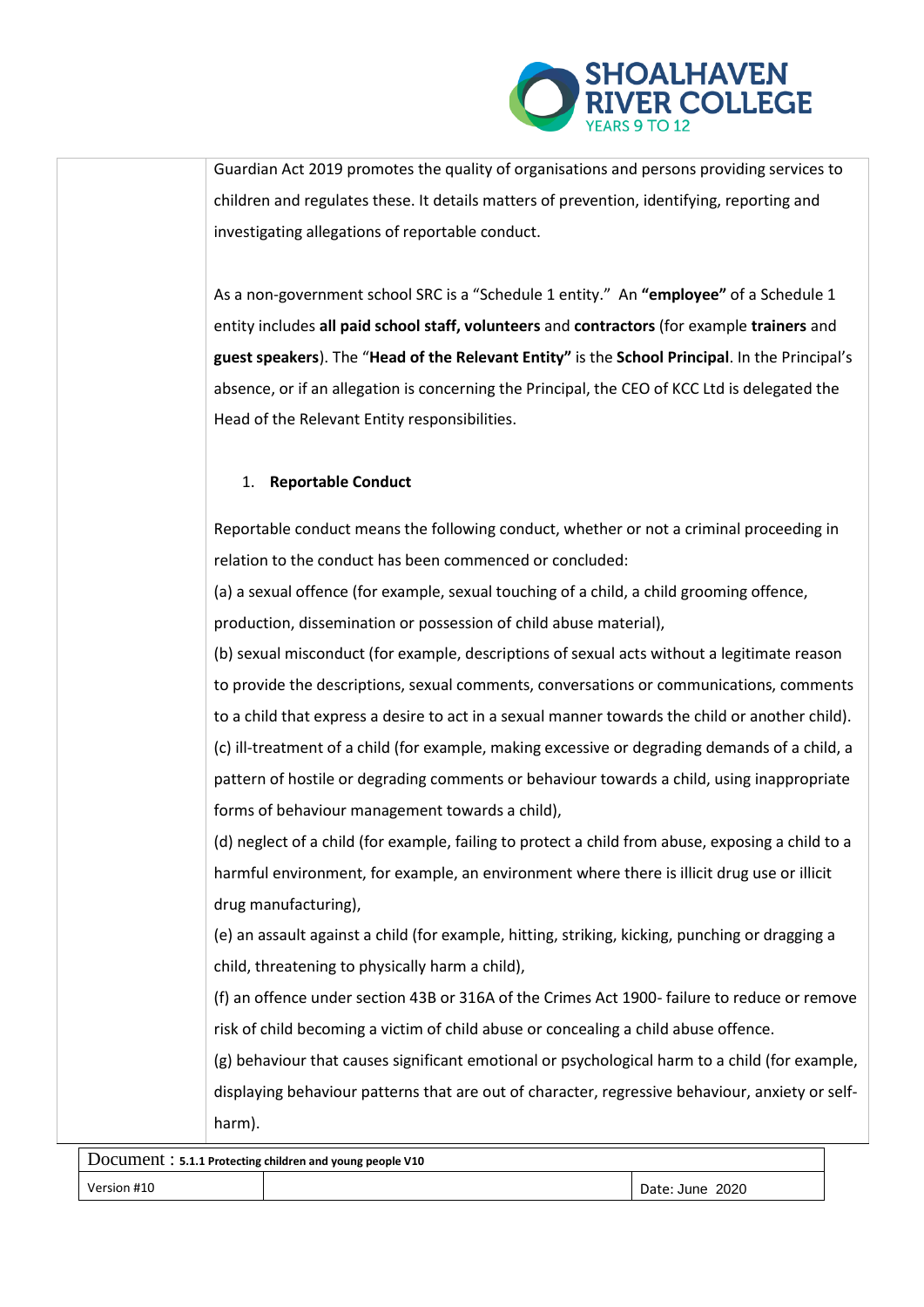Guardian Act 2019 promotes the quality of organisations and persons providing services to children and regulates these. It details matters of prevention, identifying, reporting and investigating allegations of reportable conduct.

As a non-government school SRC is a "Schedule 1 entity." An **"employee"** of a Schedule 1 entity includes **all paid school staff, volunteers** and **contractors** (for example **trainers** and **guest speakers**). The "**Head of the Relevant Entity"** is the **School Principal**. In the Principal's absence, or if an allegation is concerning the Principal, the CEO of KCC Ltd is delegated the Head of the Relevant Entity responsibilities.

1. **Reportable Conduct**

Reportable conduct means the following conduct, whether or not a criminal proceeding in relation to the conduct has been commenced or concluded:

(a) a sexual offence (for example, sexual touching of a child, a child grooming offence, production, dissemination or possession of child abuse material),

(b) sexual misconduct (for example, descriptions of sexual acts without a legitimate reason to provide the descriptions, sexual comments, conversations or communications, comments to a child that express a desire to act in a sexual manner towards the child or another child).

(c) ill-treatment of a child (for example, making excessive or degrading demands of a child, a pattern of hostile or degrading comments or behaviour towards a child, using inappropriate forms of behaviour management towards a child),

(d) neglect of a child (for example, failing to protect a child from abuse, exposing a child to a harmful environment, for example, an environment where there is illicit drug use or illicit drug manufacturing),

(e) an assault against a child (for example, hitting, striking, kicking, punching or dragging a child, threatening to physically harm a child),

(f) an offence under section 43B or 316A of the Crimes Act 1900- failure to reduce or remove risk of child becoming a victim of child abuse or concealing a child abuse offence.

(g) behaviour that causes significant emotional or psychological harm to a child (for example, displaying behaviour patterns that are out of character, regressive behaviour, anxiety or self-harm).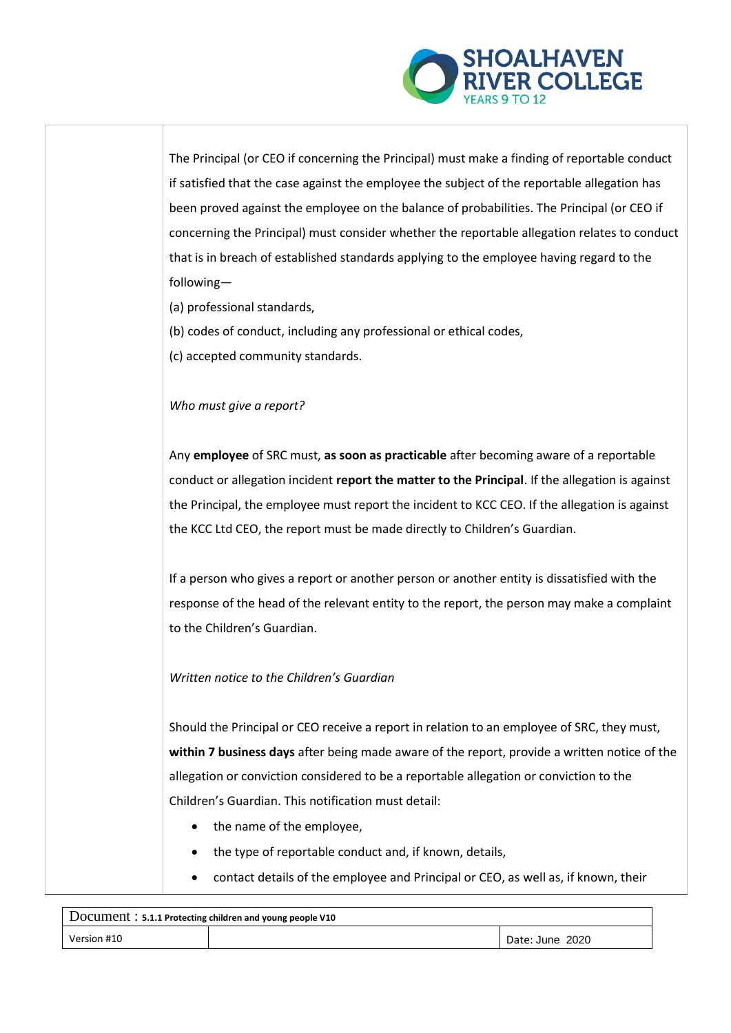The Principal (or CEO if concerning the Principal) must make a finding of reportable conduct if satisfied that the case against the employee the subject of the reportable allegation has been proved against the employee on the balance of probabilities. The Principal (or CEO if concerning the Principal) must consider whether the reportable allegation relates to conduct that is in breach of established standards applying to the employee having regard to the following—

(a) professional standards,

(b) codes of conduct, including any professional or ethical codes,

(c) accepted community standards.

*Who must give a report?*

Any **employee** of SRC must, **as soon as practicable** after becoming aware of a reportable conduct or allegation incident **report the matter to the Principal**. If the allegation is against the Principal, the employee must report the incident to KCC CEO. If the allegation is against the KCC Ltd CEO, the report must be made directly to Children's Guardian.

If a person who gives a report or another person or another entity is dissatisfied with the response of the head of the relevant entity to the report, the person may make a complaint to the Children's Guardian.

*Written notice to the Children's Guardian*

Should the Principal or CEO receive a report in relation to an employee of SRC, they must, **within 7 business days** after being made aware of the report, provide a written notice of the allegation or conviction considered to be a reportable allegation or conviction to the Children's Guardian. This notification must detail:

- the name of the employee,
- the type of reportable conduct and, if known, details,
- contact details of the employee and Principal or CEO, as well as, if known, their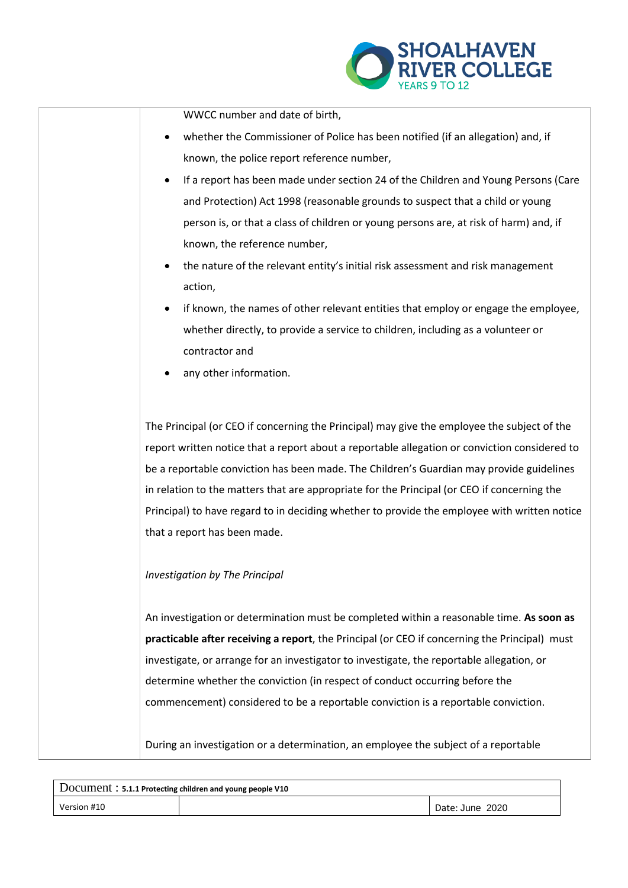WWCC number and date of birth,

- whether the Commissioner of Police has been notified (if an allegation) and, if known, the police report reference number,
- If a report has been made under section 24 of the Children and Young Persons (Care and Protection) Act 1998 (reasonable grounds to suspect that a child or young person is, or that a class of children or young persons are, at risk of harm) and, if known, the reference number,
- the nature of the relevant entity's initial risk assessment and risk management action,
- if known, the names of other relevant entities that employ or engage the employee, whether directly, to provide a service to children, including as a volunteer or contractor and
- any other information.

The Principal (or CEO if concerning the Principal) may give the employee the subject of the report written notice that a report about a reportable allegation or conviction considered to be a reportable conviction has been made. The Children's Guardian may provide guidelines in relation to the matters that are appropriate for the Principal (or CEO if concerning the Principal) to have regard to in deciding whether to provide the employee with written notice that a report has been made.

*Investigation by The Principal*

An investigation or determination must be completed within a reasonable time. **As soon as practicable after receiving a report**, the Principal (or CEO if concerning the Principal) must investigate, or arrange for an investigator to investigate, the reportable allegation, or determine whether the conviction (in respect of conduct occurring before the commencement) considered to be a reportable conviction is a reportable conviction.

During an investigation or a determination, an employee the subject of a reportable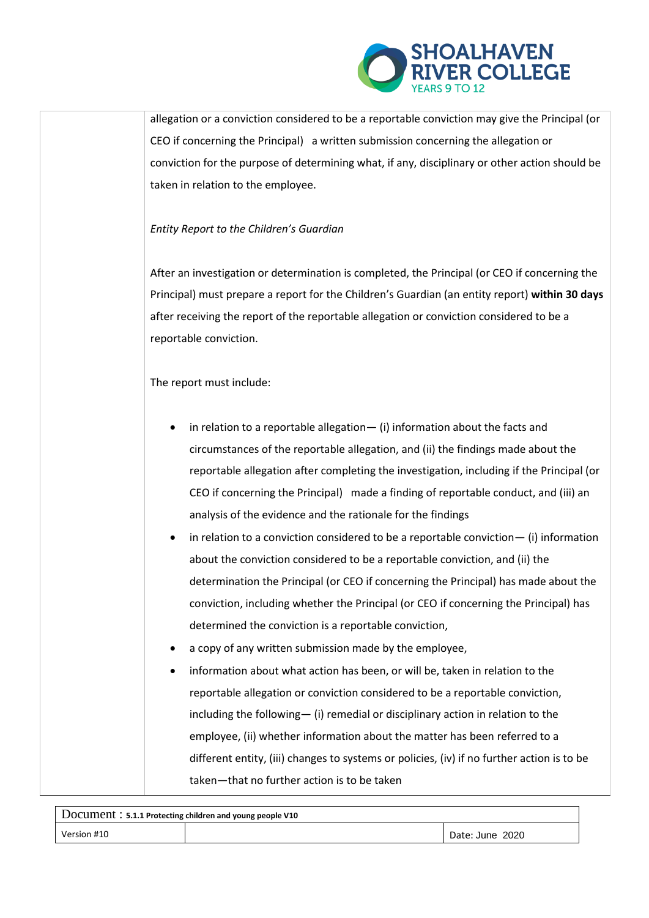allegation or a conviction considered to be a reportable conviction may give the Principal (or CEO if concerning the Principal) a written submission concerning the allegation or conviction for the purpose of determining what, if any, disciplinary or other action should be taken in relation to the employee.

*Entity Report to the Children's Guardian*

After an investigation or determination is completed, the Principal (or CEO if concerning the Principal) must prepare a report for the Children's Guardian (an entity report) **within 30 days** after receiving the report of the reportable allegation or conviction considered to be a reportable conviction.

The report must include:

- in relation to a reportable allegation— (i) information about the facts and circumstances of the reportable allegation, and (ii) the findings made about the reportable allegation after completing the investigation, including if the Principal (or CEO if concerning the Principal) made a finding of reportable conduct, and (iii) an analysis of the evidence and the rationale for the findings
- in relation to a conviction considered to be a reportable conviction— (i) information about the conviction considered to be a reportable conviction, and (ii) the determination the Principal (or CEO if concerning the Principal) has made about the conviction, including whether the Principal (or CEO if concerning the Principal) has determined the conviction is a reportable conviction,
- a copy of any written submission made by the employee,
- information about what action has been, or will be, taken in relation to the reportable allegation or conviction considered to be a reportable conviction, including the following— (i) remedial or disciplinary action in relation to the employee, (ii) whether information about the matter has been referred to a different entity, (iii) changes to systems or policies, (iv) if no further action is to be taken—that no further action is to be taken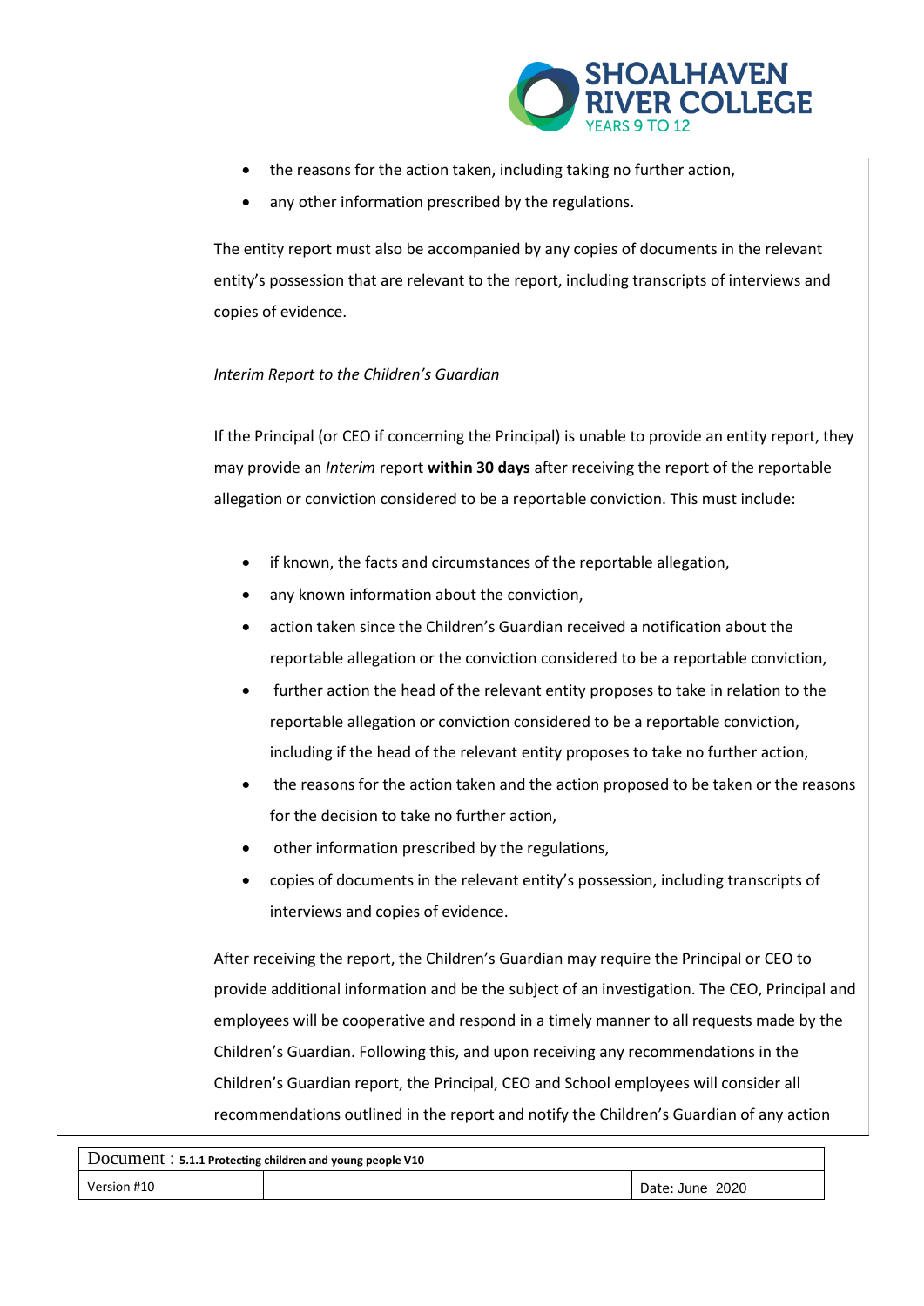- the reasons for the action taken, including taking no further action,
- any other information prescribed by the regulations.

The entity report must also be accompanied by any copies of documents in the relevant entity's possession that are relevant to the report, including transcripts of interviews and copies of evidence.

*Interim Report to the Children's Guardian*

If the Principal (or CEO if concerning the Principal) is unable to provide an entity report, they may provide an *Interim* report **within 30 days** after receiving the report of the reportable allegation or conviction considered to be a reportable conviction. This must include:

- if known, the facts and circumstances of the reportable allegation,
- any known information about the conviction,
- action taken since the Children's Guardian received a notification about the reportable allegation or the conviction considered to be a reportable conviction,
- further action the head of the relevant entity proposes to take in relation to the reportable allegation or conviction considered to be a reportable conviction, including if the head of the relevant entity proposes to take no further action,
- the reasons for the action taken and the action proposed to be taken or the reasons for the decision to take no further action,
- other information prescribed by the regulations,
- copies of documents in the relevant entity's possession, including transcripts of interviews and copies of evidence.

After receiving the report, the Children's Guardian may require the Principal or CEO to provide additional information and be the subject of an investigation. The CEO, Principal and employees will be cooperative and respond in a timely manner to all requests made by the Children's Guardian. Following this, and upon receiving any recommendations in the Children's Guardian report, the Principal, CEO and School employees will consider all recommendations outlined in the report and notify the Children's Guardian of any action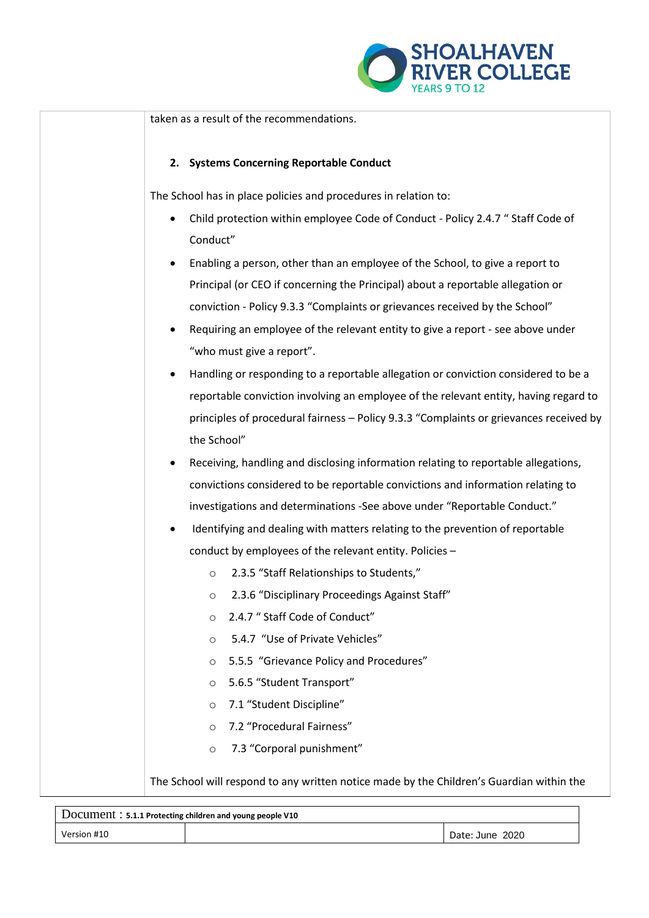taken as a result of the recommendations.

**2. Systems Concerning Reportable Conduct**

The School has in place policies and procedures in relation to:

- Child protection within employee Code of Conduct - Policy 2.4.7 " Staff Code of Conduct"
- Enabling a person, other than an employee of the School, to give a report to Principal (or CEO if concerning the Principal) about a reportable allegation or conviction - Policy 9.3.3 "Complaints or grievances received by the School"
- Requiring an employee of the relevant entity to give a report - see above under "who must give a report".
- Handling or responding to a reportable allegation or conviction considered to be a reportable conviction involving an employee of the relevant entity, having regard to principles of procedural fairness – Policy 9.3.3 "Complaints or grievances received by the School"
- Receiving, handling and disclosing information relating to reportable allegations, convictions considered to be reportable convictions and information relating to investigations and determinations -See above under "Reportable Conduct."
- Identifying and dealing with matters relating to the prevention of reportable conduct by employees of the relevant entity. Policies –
  - 2.3.5 "Staff Relationships to Students,"
  - 2.3.6 "Disciplinary Proceedings Against Staff"
  - 2.4.7 " Staff Code of Conduct"
  - 5.4.7 "Use of Private Vehicles"
  - 5.5.5 "Grievance Policy and Procedures"
  - 5.6.5 "Student Transport"
  - 7.1 "Student Discipline"
  - 7.2 "Procedural Fairness"
  - 7.3 "Corporal punishment"

The School will respond to any written notice made by the Children's Guardian within the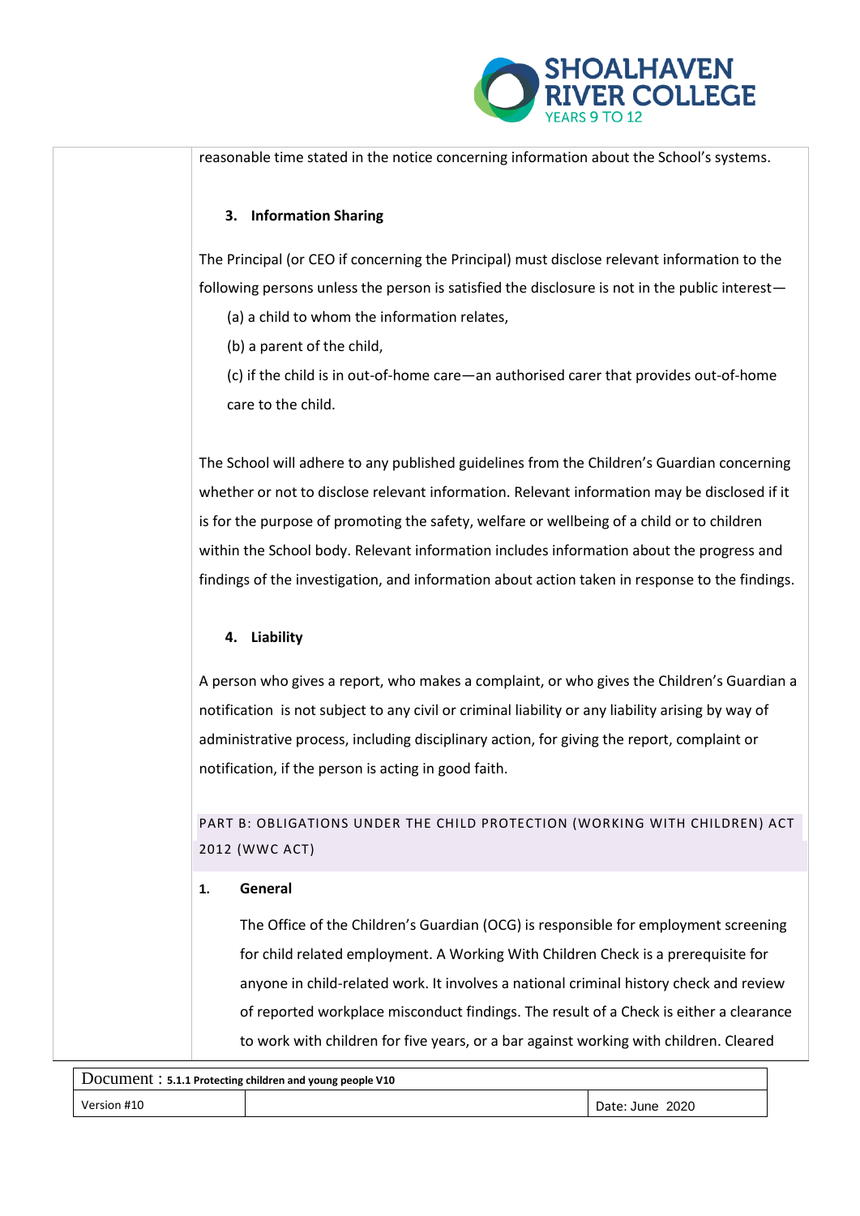reasonable time stated in the notice concerning information about the School's systems.

### 3. Information Sharing

The Principal (or CEO if concerning the Principal) must disclose relevant information to the following persons unless the person is satisfied the disclosure is not in the public interest—

(a) a child to whom the information relates,

(b) a parent of the child,

(c) if the child is in out-of-home care—an authorised carer that provides out-of-home care to the child.

The School will adhere to any published guidelines from the Children's Guardian concerning whether or not to disclose relevant information. Relevant information may be disclosed if it is for the purpose of promoting the safety, welfare or wellbeing of a child or to children within the School body. Relevant information includes information about the progress and findings of the investigation, and information about action taken in response to the findings.

### 4. Liability

A person who gives a report, who makes a complaint, or who gives the Children's Guardian a notification is not subject to any civil or criminal liability or any liability arising by way of administrative process, including disciplinary action, for giving the report, complaint or notification, if the person is acting in good faith.

## PART B: OBLIGATIONS UNDER THE CHILD PROTECTION (WORKING WITH CHILDREN) ACT 2012 (WWC ACT)

### 1. General

The Office of the Children's Guardian (OCG) is responsible for employment screening for child related employment. A Working With Children Check is a prerequisite for anyone in child-related work. It involves a national criminal history check and review of reported workplace misconduct findings. The result of a Check is either a clearance to work with children for five years, or a bar against working with children. Cleared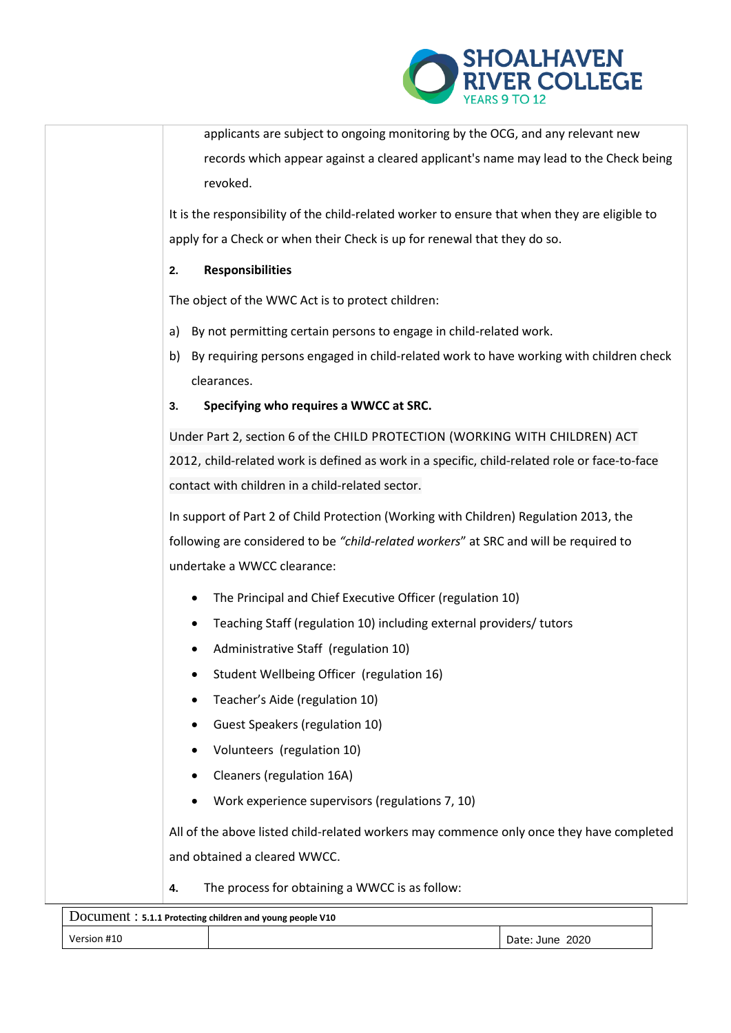applicants are subject to ongoing monitoring by the OCG, and any relevant new records which appear against a cleared applicant's name may lead to the Check being revoked.

It is the responsibility of the child-related worker to ensure that when they are eligible to apply for a Check or when their Check is up for renewal that they do so.

**2. Responsibilities**

The object of the WWC Act is to protect children:

a) By not permitting certain persons to engage in child-related work.

b) By requiring persons engaged in child-related work to have working with children check clearances.

**3. Specifying who requires a WWCC at SRC.**

Under Part 2, section 6 of the CHILD PROTECTION (WORKING WITH CHILDREN) ACT 2012, child-related work is defined as work in a specific, child-related role or face-to-face contact with children in a child-related sector.

In support of Part 2 of Child Protection (Working with Children) Regulation 2013, the following are considered to be *"child-related workers"* at SRC and will be required to undertake a WWCC clearance:

- The Principal and Chief Executive Officer (regulation 10)
- Teaching Staff (regulation 10) including external providers/ tutors
- Administrative Staff (regulation 10)
- Student Wellbeing Officer (regulation 16)
- Teacher's Aide (regulation 10)
- Guest Speakers (regulation 10)
- Volunteers (regulation 10)
- Cleaners (regulation 16A)
- Work experience supervisors (regulations 7, 10)

All of the above listed child-related workers may commence only once they have completed and obtained a cleared WWCC.

**4.** The process for obtaining a WWCC is as follow: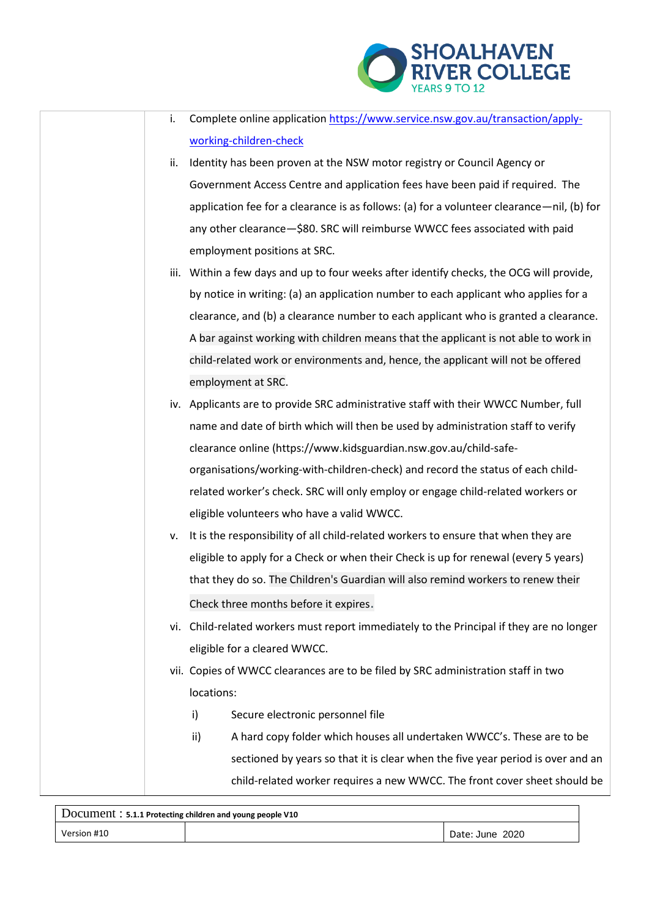i. Complete online application [https://www.service.nsw.gov.au/transaction/apply-working-children-check](https://www.service.nsw.gov.au/transaction/apply-working-children-check)

ii. Identity has been proven at the NSW motor registry or Council Agency or Government Access Centre and application fees have been paid if required. The application fee for a clearance is as follows: (a) for a volunteer clearance—nil, (b) for any other clearance—$80. SRC will reimburse WWCC fees associated with paid employment positions at SRC.

iii. Within a few days and up to four weeks after identify checks, the OCG will provide, by notice in writing: (a) an application number to each applicant who applies for a clearance, and (b) a clearance number to each applicant who is granted a clearance. A bar against working with children means that the applicant is not able to work in child-related work or environments and, hence, the applicant will not be offered employment at SRC.

iv. Applicants are to provide SRC administrative staff with their WWCC Number, full name and date of birth which will then be used by administration staff to verify clearance online (https://www.kidsguardian.nsw.gov.au/child-safe-organisations/working-with-children-check) and record the status of each child-related worker's check. SRC will only employ or engage child-related workers or eligible volunteers who have a valid WWCC.

v. It is the responsibility of all child-related workers to ensure that when they are eligible to apply for a Check or when their Check is up for renewal (every 5 years) that they do so. The Children's Guardian will also remind workers to renew their Check three months before it expires.

vi. Child-related workers must report immediately to the Principal if they are no longer eligible for a cleared WWCC.

vii. Copies of WWCC clearances are to be filed by SRC administration staff in two locations:

   i) Secure electronic personnel file

   ii) A hard copy folder which houses all undertaken WWCC's. These are to be sectioned by years so that it is clear when the five year period is over and an child-related worker requires a new WWCC. The front cover sheet should be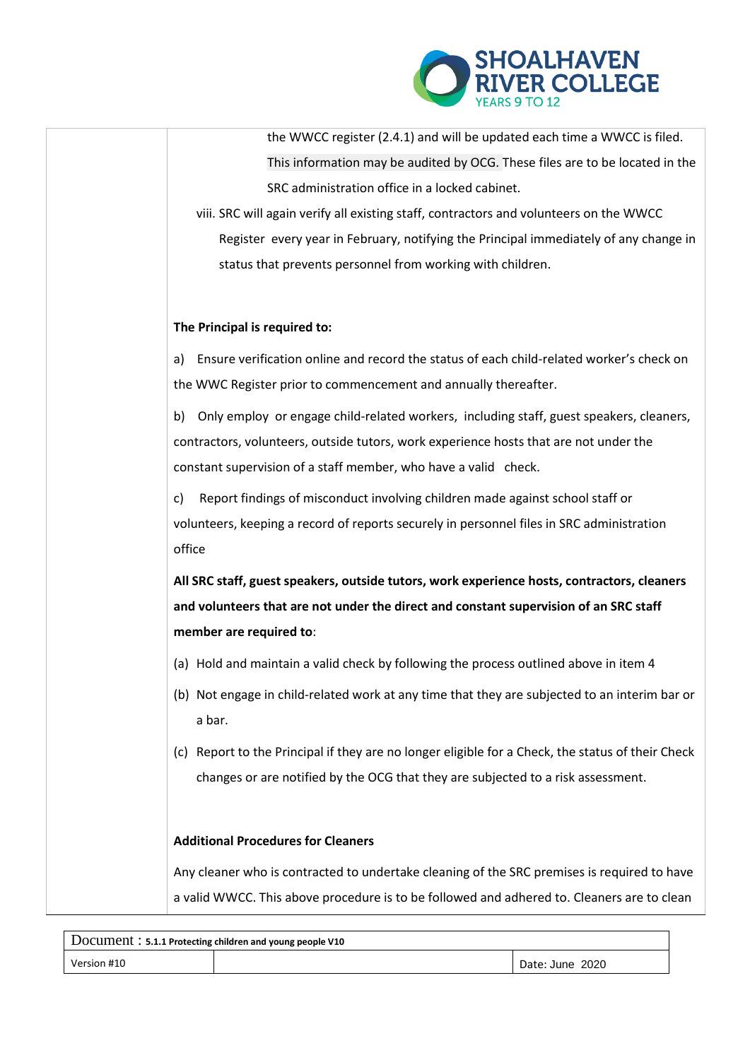the WWCC register (2.4.1) and will be updated each time a WWCC is filed. This information may be audited by OCG. These files are to be located in the SRC administration office in a locked cabinet.

viii. SRC will again verify all existing staff, contractors and volunteers on the WWCC Register every year in February, notifying the Principal immediately of any change in status that prevents personnel from working with children.

**The Principal is required to:**

a) Ensure verification online and record the status of each child-related worker's check on the WWC Register prior to commencement and annually thereafter.

b) Only employ or engage child-related workers, including staff, guest speakers, cleaners, contractors, volunteers, outside tutors, work experience hosts that are not under the constant supervision of a staff member, who have a valid check.

c) Report findings of misconduct involving children made against school staff or volunteers, keeping a record of reports securely in personnel files in SRC administration office

**All SRC staff, guest speakers, outside tutors, work experience hosts, contractors, cleaners and volunteers that are not under the direct and constant supervision of an SRC staff member are required to**:

(a) Hold and maintain a valid check by following the process outlined above in item 4

(b) Not engage in child-related work at any time that they are subjected to an interim bar or a bar.

(c) Report to the Principal if they are no longer eligible for a Check, the status of their Check changes or are notified by the OCG that they are subjected to a risk assessment.

**Additional Procedures for Cleaners**

Any cleaner who is contracted to undertake cleaning of the SRC premises is required to have a valid WWCC. This above procedure is to be followed and adhered to. Cleaners are to clean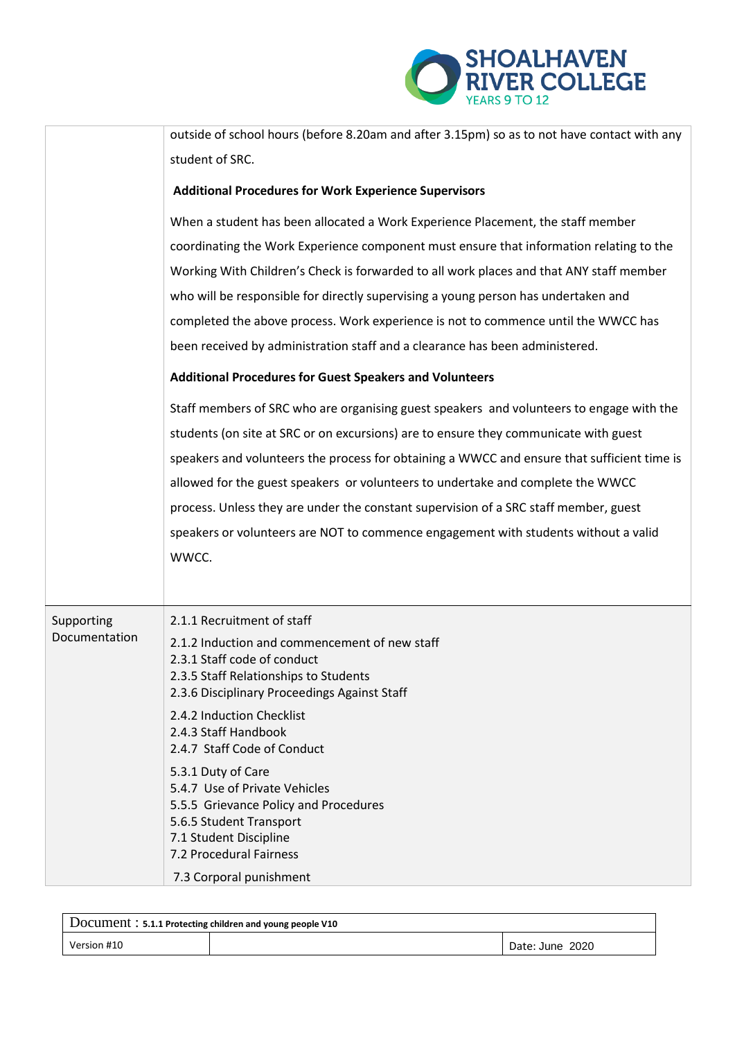| | |
|---|---|
| | outside of school hours (before 8.20am and after 3.15pm) so as to not have contact with any student of SRC.<br><br>**Additional Procedures for Work Experience Supervisors**<br><br>When a student has been allocated a Work Experience Placement, the staff member coordinating the Work Experience component must ensure that information relating to the Working With Children's Check is forwarded to all work places and that ANY staff member who will be responsible for directly supervising a young person has undertaken and completed the above process. Work experience is not to commence until the WWCC has been received by administration staff and a clearance has been administered.<br><br>**Additional Procedures for Guest Speakers and Volunteers**<br><br>Staff members of SRC who are organising guest speakers and volunteers to engage with the students (on site at SRC or on excursions) are to ensure they communicate with guest speakers and volunteers the process for obtaining a WWCC and ensure that sufficient time is allowed for the guest speakers or volunteers to undertake and complete the WWCC process. Unless they are under the constant supervision of a SRC staff member, guest speakers or volunteers are NOT to commence engagement with students without a valid WWCC. |
| Supporting Documentation | 2.1.1 Recruitment of staff<br>2.1.2 Induction and commencement of new staff<br>2.3.1 Staff code of conduct<br>2.3.5 Staff Relationships to Students<br>2.3.6 Disciplinary Proceedings Against Staff<br>2.4.2 Induction Checklist<br>2.4.3 Staff Handbook<br>2.4.7 Staff Code of Conduct<br>5.3.1 Duty of Care<br>5.4.7 Use of Private Vehicles<br>5.5.5 Grievance Policy and Procedures<br>5.6.5 Student Transport<br>7.1 Student Discipline<br>7.2 Procedural Fairness<br>7.3 Corporal punishment |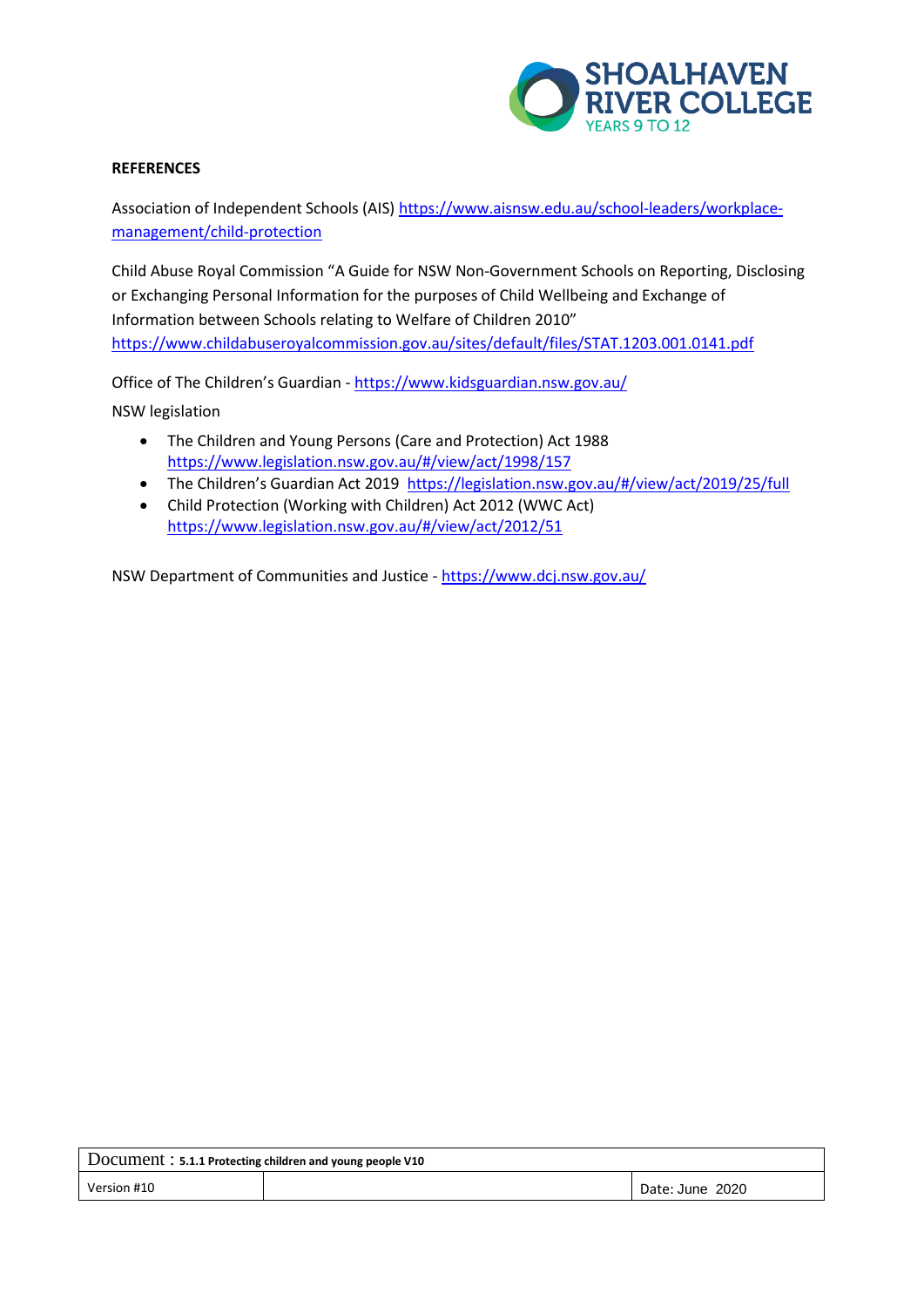**REFERENCES**

Association of Independent Schools (AIS) https://www.aisnsw.edu.au/school-leaders/workplace-management/child-protection

Child Abuse Royal Commission "A Guide for NSW Non-Government Schools on Reporting, Disclosing or Exchanging Personal Information for the purposes of Child Wellbeing and Exchange of Information between Schools relating to Welfare of Children 2010" https://www.childabuseroyalcommission.gov.au/sites/default/files/STAT.1203.001.0141.pdf

Office of The Children's Guardian - https://www.kidsguardian.nsw.gov.au/

NSW legislation

- The Children and Young Persons (Care and Protection) Act 1988 https://www.legislation.nsw.gov.au/#/view/act/1998/157
- The Children's Guardian Act 2019 https://legislation.nsw.gov.au/#/view/act/2019/25/full
- Child Protection (Working with Children) Act 2012 (WWC Act) https://www.legislation.nsw.gov.au/#/view/act/2012/51

NSW Department of Communities and Justice - https://www.dcj.nsw.gov.au/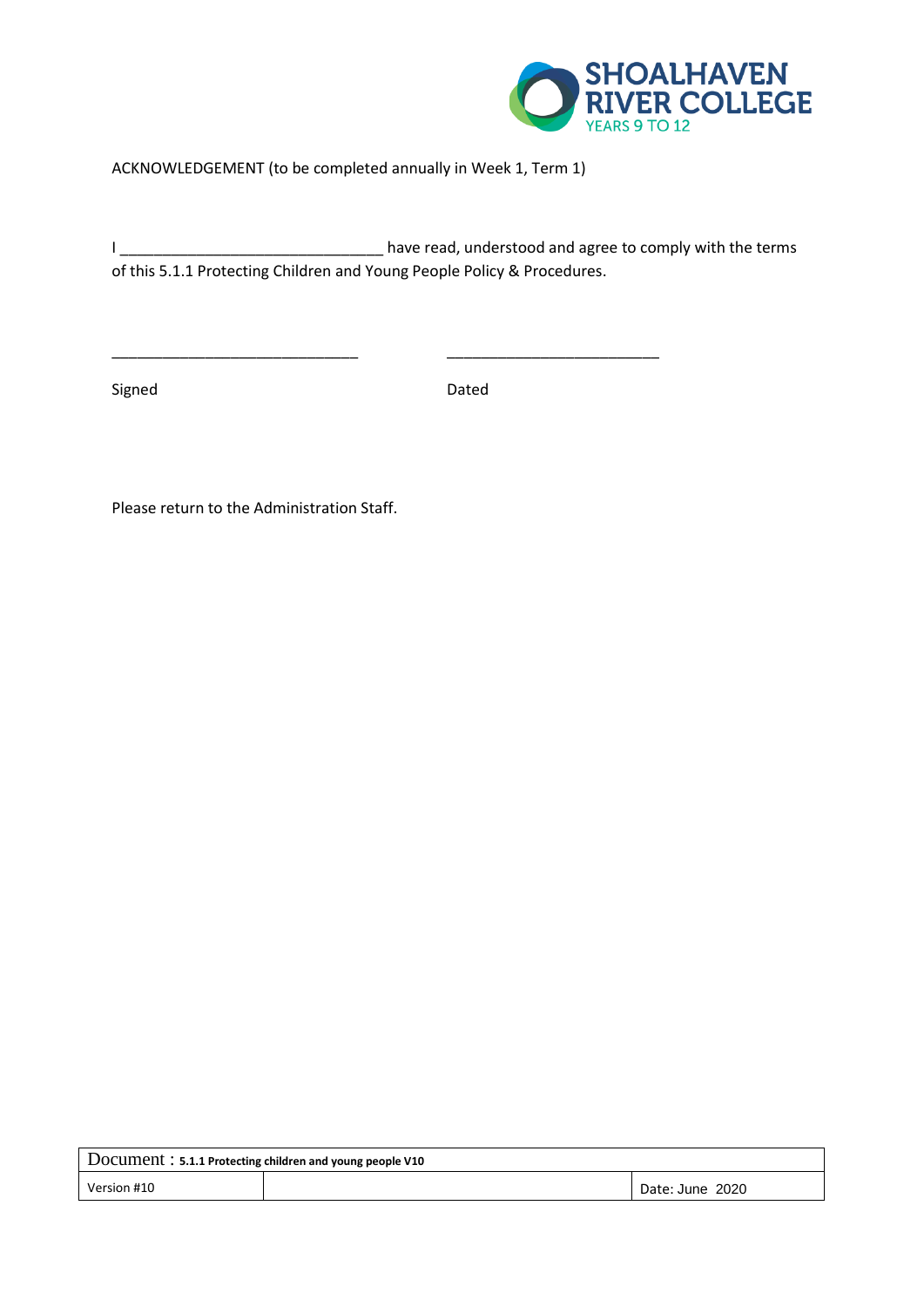ACKNOWLEDGEMENT (to be completed annually in Week 1, Term 1)

I ______________________________ have read, understood and agree to comply with the terms of this 5.1.1 Protecting Children and Young People Policy & Procedures.

_____________________________ &nbsp;&nbsp;&nbsp;&nbsp;&nbsp;&nbsp;&nbsp;&nbsp; _________________________

Signed &nbsp;&nbsp;&nbsp;&nbsp;&nbsp;&nbsp;&nbsp;&nbsp;&nbsp;&nbsp;&nbsp;&nbsp;&nbsp;&nbsp;&nbsp;&nbsp;&nbsp;&nbsp;&nbsp;&nbsp;&nbsp;&nbsp;&nbsp;&nbsp;&nbsp;&nbsp;&nbsp;&nbsp;&nbsp;&nbsp; Dated

Please return to the Administration Staff.